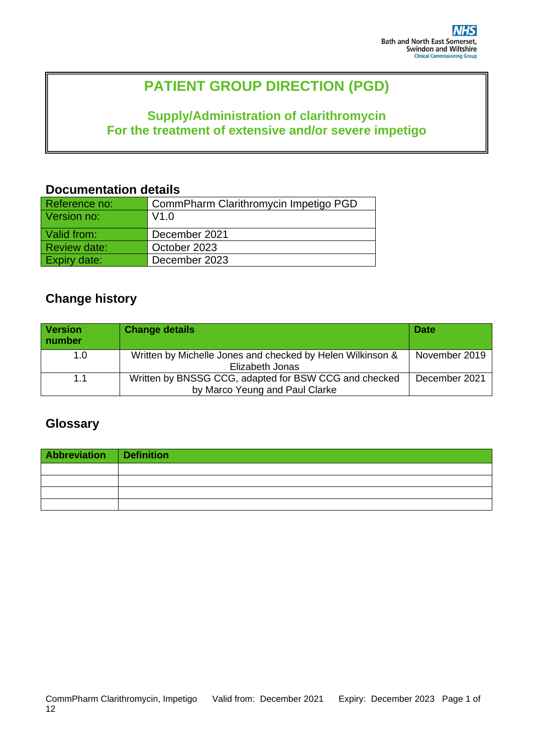Bath and North East Somerset, Swindon and Wiltshire
Clinical Commissioning Group

# PATIENT GROUP DIRECTION (PGD)

## Supply/Administration of clarithromycin
## For the treatment of extensive and/or severe impetigo

### Documentation details

| | |
|---|---|
| Reference no: | CommPharm Clarithromycin Impetigo PGD |
| Version no: | V1.0 |
| Valid from: | December 2021 |
| Review date: | October 2023 |
| Expiry date: | December 2023 |

### Change history

| Version number | Change details | Date |
|---|---|---|
| 1.0 | Written by Michelle Jones and checked by Helen Wilkinson & Elizabeth Jonas | November 2019 |
| 1.1 | Written by BNSSG CCG, adapted for BSW CCG and checked by Marco Yeung and Paul Clarke | December 2021 |

### Glossary

| Abbreviation | Definition |
|---|---|
| | |
| | |
| | |
| | |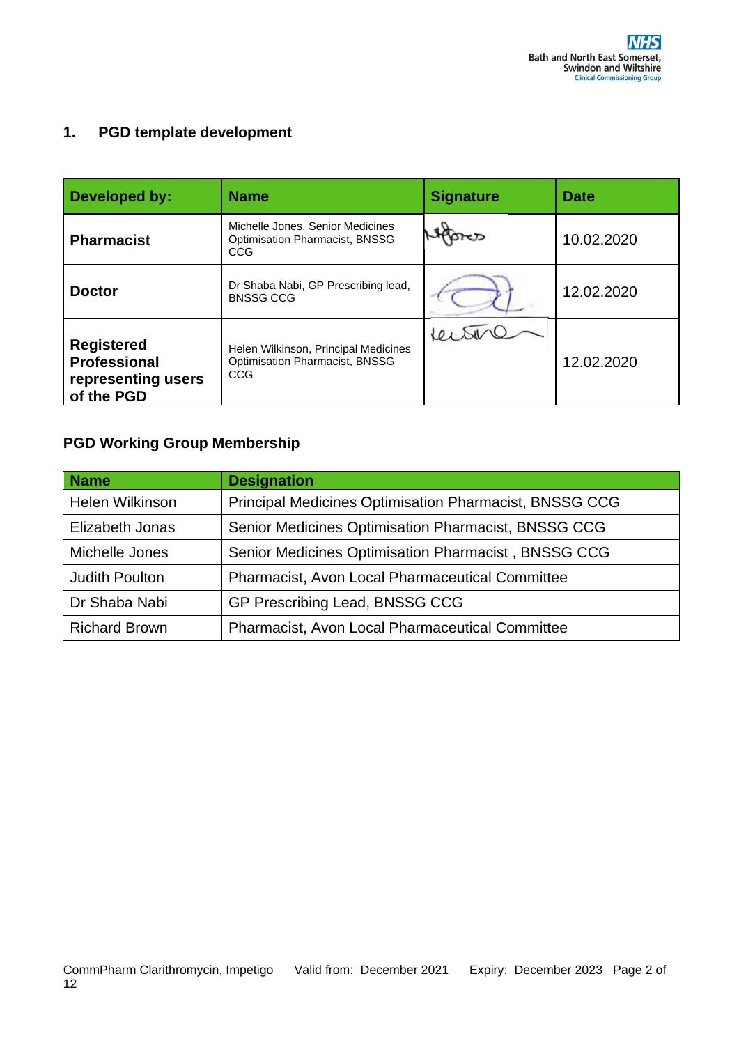## 1. PGD template development

| Developed by: | Name | Signature | Date |
|---|---|---|---|
| **Pharmacist** | Michelle Jones, Senior Medicines Optimisation Pharmacist, BNSSG CCG | | 10.02.2020 |
| **Doctor** | Dr Shaba Nabi, GP Prescribing lead, BNSSG CCG | | 12.02.2020 |
| **Registered Professional representing users of the PGD** | Helen Wilkinson, Principal Medicines Optimisation Pharmacist, BNSSG CCG | | 12.02.2020 |

### PGD Working Group Membership

| Name | Designation |
|---|---|
| Helen Wilkinson | Principal Medicines Optimisation Pharmacist, BNSSG CCG |
| Elizabeth Jonas | Senior Medicines Optimisation Pharmacist, BNSSG CCG |
| Michelle Jones | Senior Medicines Optimisation Pharmacist , BNSSG CCG |
| Judith Poulton | Pharmacist, Avon Local Pharmaceutical Committee |
| Dr Shaba Nabi | GP Prescribing Lead, BNSSG CCG |
| Richard Brown | Pharmacist, Avon Local Pharmaceutical Committee |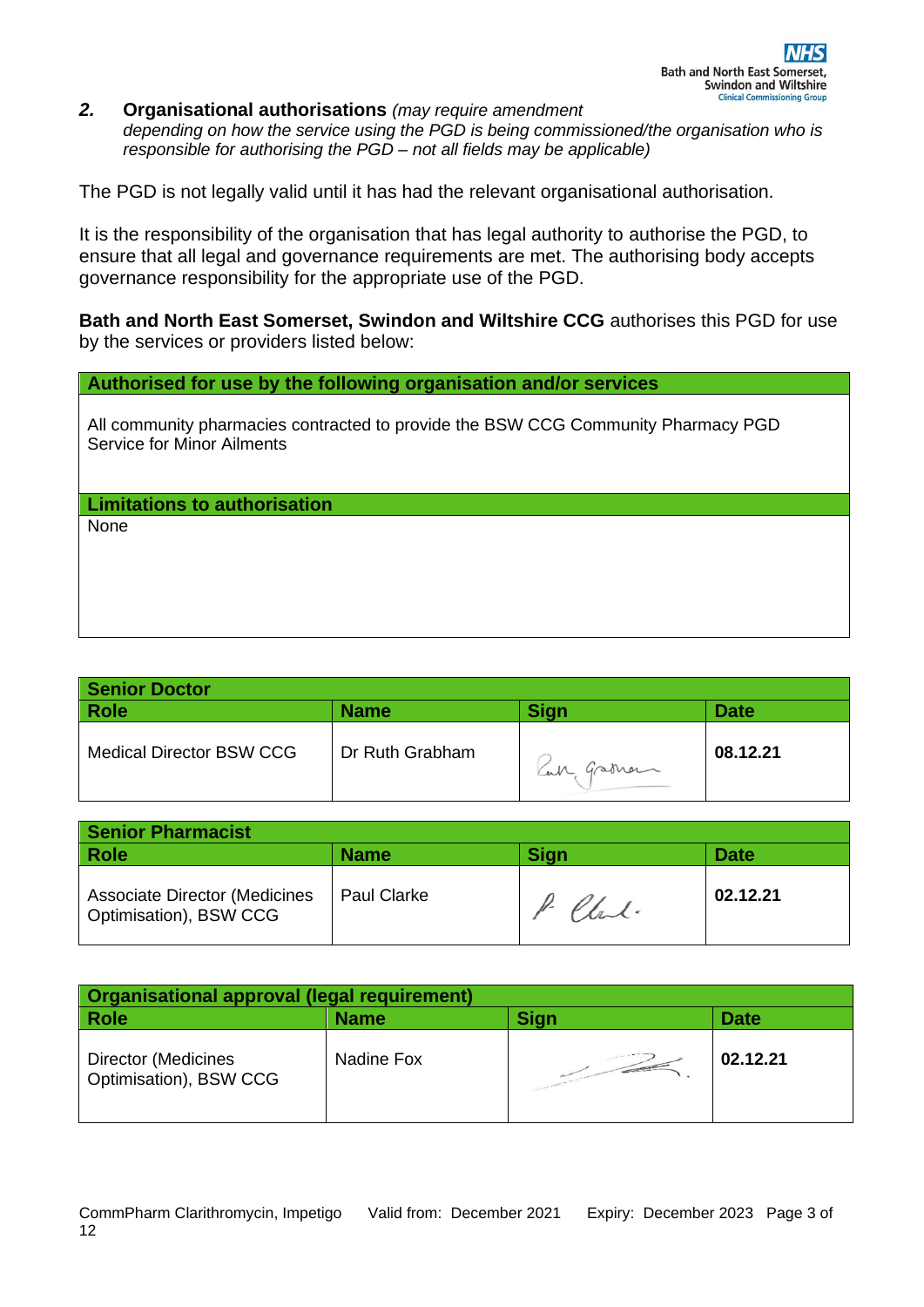## 2. Organisational authorisations *(may require amendment depending on how the service using the PGD is being commissioned/the organisation who is responsible for authorising the PGD – not all fields may be applicable)*

The PGD is not legally valid until it has had the relevant organisational authorisation.

It is the responsibility of the organisation that has legal authority to authorise the PGD, to ensure that all legal and governance requirements are met. The authorising body accepts governance responsibility for the appropriate use of the PGD.

**Bath and North East Somerset, Swindon and Wiltshire CCG** authorises this PGD for use by the services or providers listed below:

| **Authorised for use by the following organisation and/or services** |
|---|
| All community pharmacies contracted to provide the BSW CCG Community Pharmacy PGD Service for Minor Ailments |
| **Limitations to authorisation** |
| None |

| **Senior Doctor** | | | |
|---|---|---|---|
| **Role** | **Name** | **Sign** | **Date** |
| Medical Director BSW CCG | Dr Ruth Grabham | Ruth Grabham | **08.12.21** |

| **Senior Pharmacist** | | | |
|---|---|---|---|
| **Role** | **Name** | **Sign** | **Date** |
| Associate Director (Medicines Optimisation), BSW CCG | Paul Clarke | P Clark. | **02.12.21** |

| **Organisational approval (legal requirement)** | | | |
|---|---|---|---|
| **Role** | **Name** | **Sign** | **Date** |
| Director (Medicines Optimisation), BSW CCG | Nadine Fox | | **02.12.21** |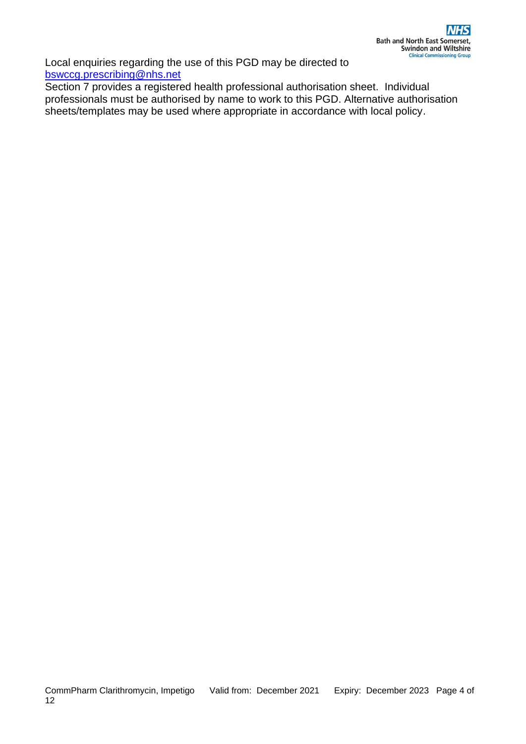Local enquiries regarding the use of this PGD may be directed to [bswccg.prescribing@nhs.net](mailto:bswccg.prescribing@nhs.net)

Section 7 provides a registered health professional authorisation sheet. Individual professionals must be authorised by name to work to this PGD. Alternative authorisation sheets/templates may be used where appropriate in accordance with local policy.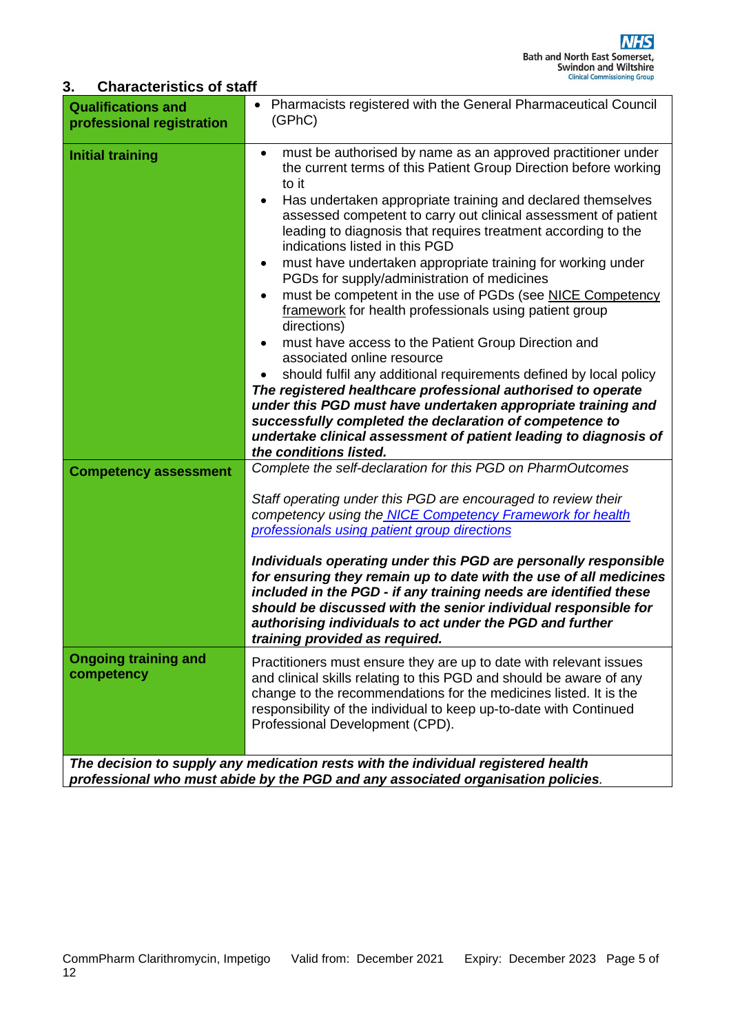## 3. Characteristics of staff

| | |
|---|---|
| **Qualifications and professional registration** | • Pharmacists registered with the General Pharmaceutical Council (GPhC) |
| **Initial training** | • must be authorised by name as an approved practitioner under the current terms of this Patient Group Direction before working to it<br>• Has undertaken appropriate training and declared themselves assessed competent to carry out clinical assessment of patient leading to diagnosis that requires treatment according to the indications listed in this PGD<br>• must have undertaken appropriate training for working under PGDs for supply/administration of medicines<br>• must be competent in the use of PGDs (see NICE Competency framework for health professionals using patient group directions)<br>• must have access to the Patient Group Direction and associated online resource<br>• should fulfil any additional requirements defined by local policy<br>***The registered healthcare professional authorised to operate under this PGD must have undertaken appropriate training and successfully completed the declaration of competence to undertake clinical assessment of patient leading to diagnosis of the conditions listed.*** |
| **Competency assessment** | *Complete the self-declaration for this PGD on PharmOutcomes*<br><br>*Staff operating under this PGD are encouraged to review their competency using the NICE Competency Framework for health professionals using patient group directions*<br><br>***Individuals operating under this PGD are personally responsible for ensuring they remain up to date with the use of all medicines included in the PGD - if any training needs are identified these should be discussed with the senior individual responsible for authorising individuals to act under the PGD and further training provided as required.*** |
| **Ongoing training and competency** | Practitioners must ensure they are up to date with relevant issues and clinical skills relating to this PGD and should be aware of any change to the recommendations for the medicines listed. It is the responsibility of the individual to keep up-to-date with Continued Professional Development (CPD). |
| ***The decision to supply any medication rests with the individual registered health professional who must abide by the PGD and any associated organisation policies.*** | |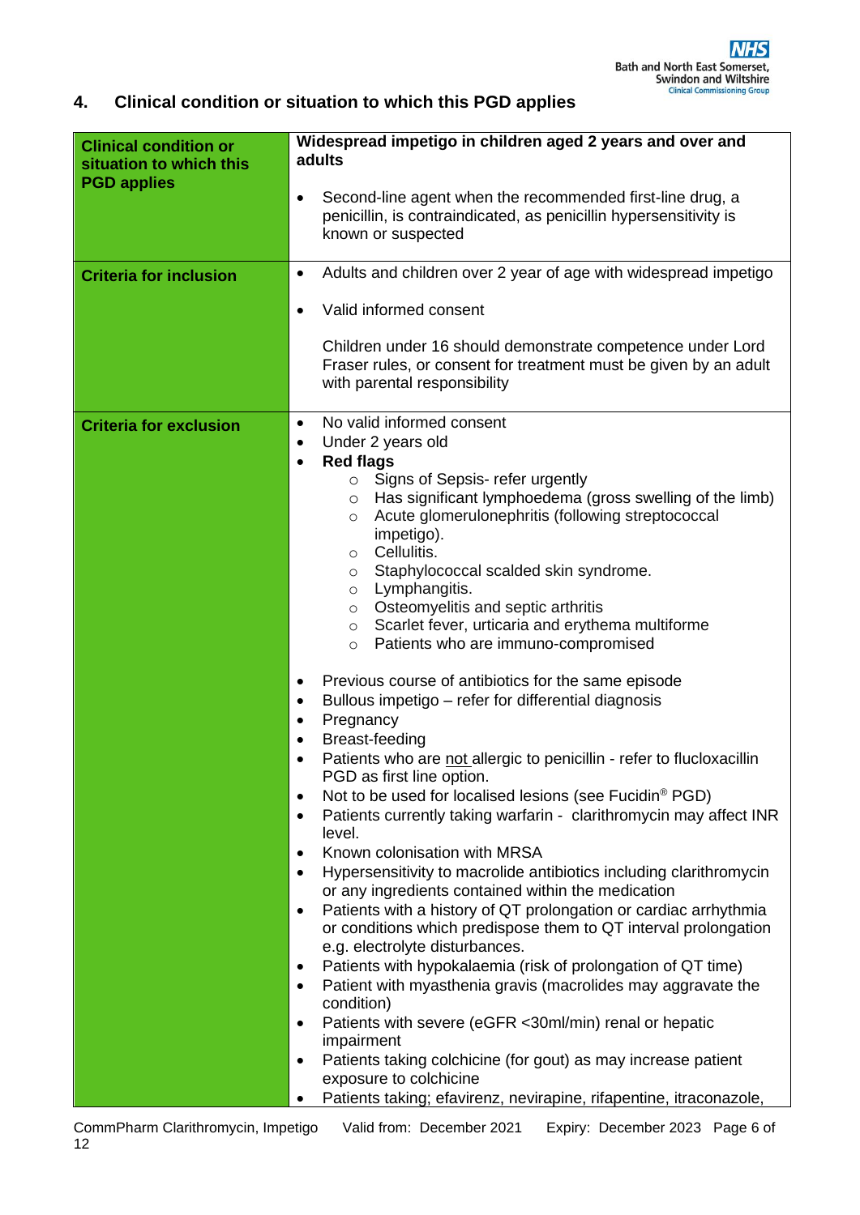## 4. Clinical condition or situation to which this PGD applies

| | |
|---|---|
| **Clinical condition or situation to which this PGD applies** | **Widespread impetigo in children aged 2 years and over and adults**<br><br>• Second-line agent when the recommended first-line drug, a penicillin, is contraindicated, as penicillin hypersensitivity is known or suspected |
| **Criteria for inclusion** | • Adults and children over 2 year of age with widespread impetigo<br><br>• Valid informed consent<br><br>Children under 16 should demonstrate competence under Lord Fraser rules, or consent for treatment must be given by an adult with parental responsibility |
| **Criteria for exclusion** | • No valid informed consent<br>• Under 2 years old<br>• **Red flags**<br>&nbsp;&nbsp;&nbsp;&nbsp;○ Signs of Sepsis- refer urgently<br>&nbsp;&nbsp;&nbsp;&nbsp;○ Has significant lymphoedema (gross swelling of the limb)<br>&nbsp;&nbsp;&nbsp;&nbsp;○ Acute glomerulonephritis (following streptococcal impetigo).<br>&nbsp;&nbsp;&nbsp;&nbsp;○ Cellulitis.<br>&nbsp;&nbsp;&nbsp;&nbsp;○ Staphylococcal scalded skin syndrome.<br>&nbsp;&nbsp;&nbsp;&nbsp;○ Lymphangitis.<br>&nbsp;&nbsp;&nbsp;&nbsp;○ Osteomyelitis and septic arthritis<br>&nbsp;&nbsp;&nbsp;&nbsp;○ Scarlet fever, urticaria and erythema multiforme<br>&nbsp;&nbsp;&nbsp;&nbsp;○ Patients who are immuno-compromised<br><br>• Previous course of antibiotics for the same episode<br>• Bullous impetigo – refer for differential diagnosis<br>• Pregnancy<br>• Breast-feeding<br>• Patients who are <u>not</u> allergic to penicillin - refer to flucloxacillin PGD as first line option.<br>• Not to be used for localised lesions (see Fucidin® PGD)<br>• Patients currently taking warfarin - clarithromycin may affect INR level.<br>• Known colonisation with MRSA<br>• Hypersensitivity to macrolide antibiotics including clarithromycin or any ingredients contained within the medication<br>• Patients with a history of QT prolongation or cardiac arrhythmia or conditions which predispose them to QT interval prolongation e.g. electrolyte disturbances.<br>• Patients with hypokalaemia (risk of prolongation of QT time)<br>• Patient with myasthenia gravis (macrolides may aggravate the condition)<br>• Patients with severe (eGFR <30ml/min) renal or hepatic impairment<br>• Patients taking colchicine (for gout) as may increase patient exposure to colchicine<br>• Patients taking; efavirenz, nevirapine, rifapentine, itraconazole, |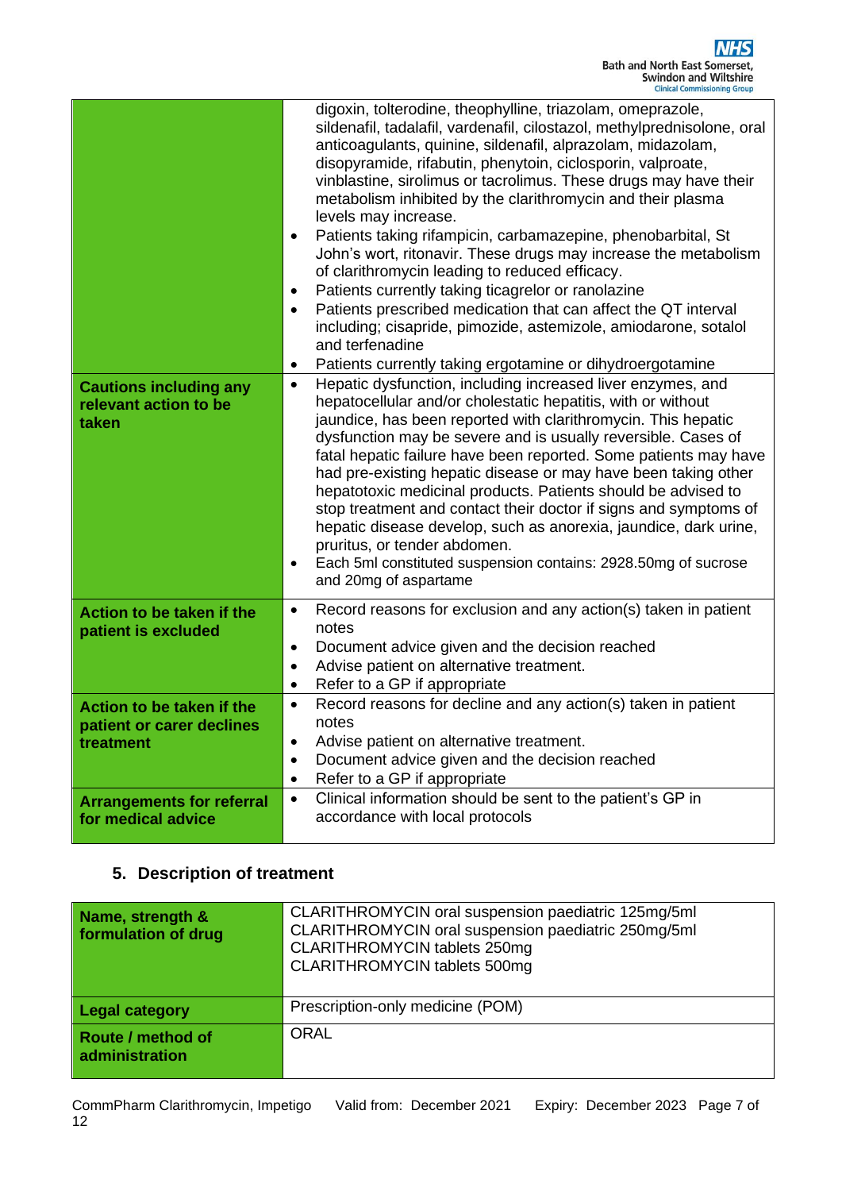| | |
|---|---|
| | digoxin, tolterodine, theophylline, triazolam, omeprazole, sildenafil, tadalafil, vardenafil, cilostazol, methylprednisolone, oral anticoagulants, quinine, sildenafil, alprazolam, midazolam, disopyramide, rifabutin, phenytoin, ciclosporin, valproate, vinblastine, sirolimus or tacrolimus. These drugs may have their metabolism inhibited by the clarithromycin and their plasma levels may increase.<br>• Patients taking rifampicin, carbamazepine, phenobarbital, St John's wort, ritonavir. These drugs may increase the metabolism of clarithromycin leading to reduced efficacy.<br>• Patients currently taking ticagrelor or ranolazine<br>• Patients prescribed medication that can affect the QT interval including; cisapride, pimozide, astemizole, amiodarone, sotalol and terfenadine<br>• Patients currently taking ergotamine or dihydroergotamine |
| **Cautions including any relevant action to be taken** | • Hepatic dysfunction, including increased liver enzymes, and hepatocellular and/or cholestatic hepatitis, with or without jaundice, has been reported with clarithromycin. This hepatic dysfunction may be severe and is usually reversible. Cases of fatal hepatic failure have been reported. Some patients may have had pre-existing hepatic disease or may have been taking other hepatotoxic medicinal products. Patients should be advised to stop treatment and contact their doctor if signs and symptoms of hepatic disease develop, such as anorexia, jaundice, dark urine, pruritus, or tender abdomen.<br>• Each 5ml constituted suspension contains: 2928.50mg of sucrose and 20mg of aspartame |
| **Action to be taken if the patient is excluded** | • Record reasons for exclusion and any action(s) taken in patient notes<br>• Document advice given and the decision reached<br>• Advise patient on alternative treatment.<br>• Refer to a GP if appropriate |
| **Action to be taken if the patient or carer declines treatment** | • Record reasons for decline and any action(s) taken in patient notes<br>• Advise patient on alternative treatment.<br>• Document advice given and the decision reached<br>• Refer to a GP if appropriate |
| **Arrangements for referral for medical advice** | • Clinical information should be sent to the patient's GP in accordance with local protocols |

## 5. Description of treatment

| | |
|---|---|
| **Name, strength & formulation of drug** | CLARITHROMYCIN oral suspension paediatric 125mg/5ml<br>CLARITHROMYCIN oral suspension paediatric 250mg/5ml<br>CLARITHROMYCIN tablets 250mg<br>CLARITHROMYCIN tablets 500mg |
| **Legal category** | Prescription-only medicine (POM) |
| **Route / method of administration** | ORAL |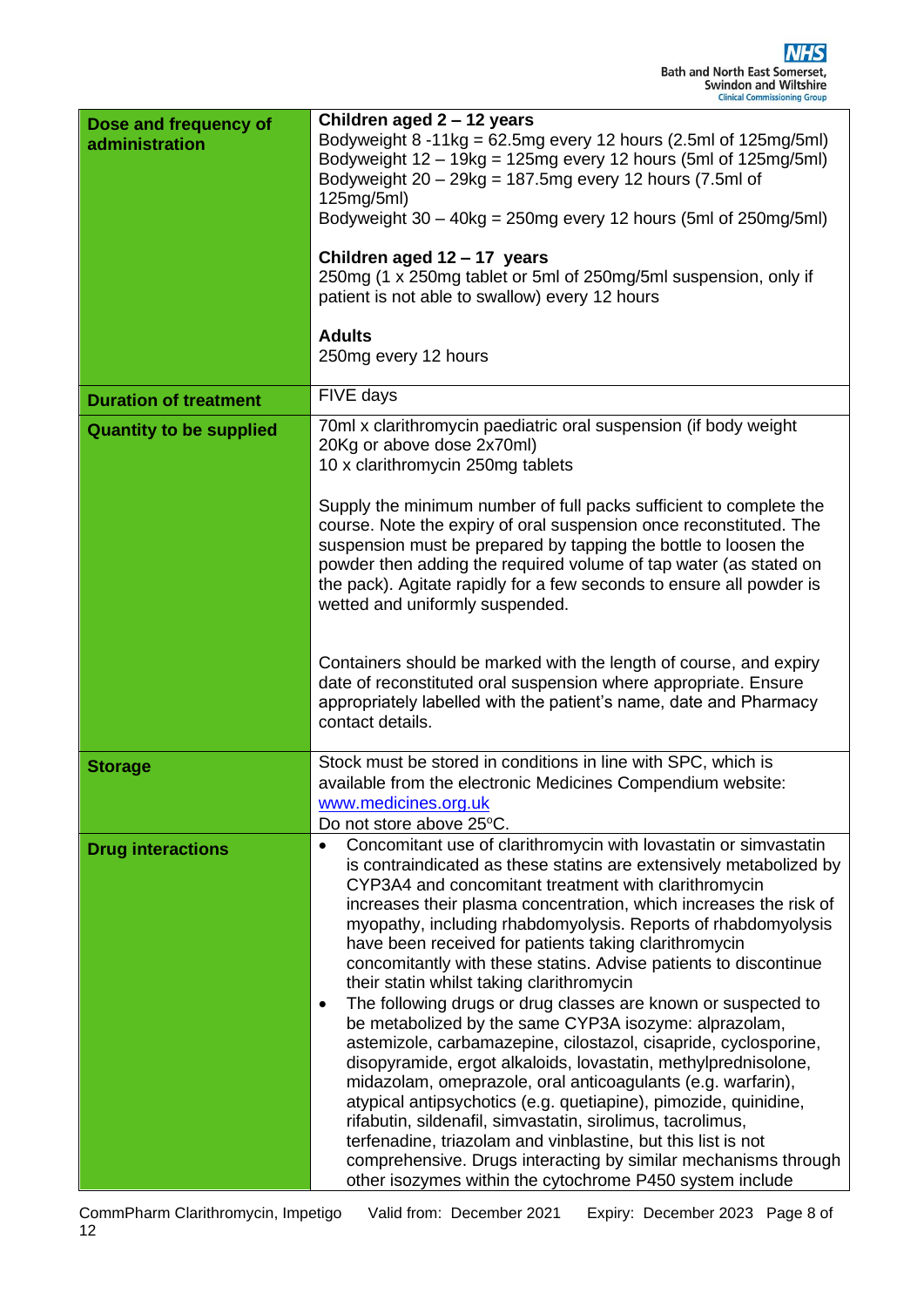| | |
|---|---|
| **Dose and frequency of administration** | **Children aged 2 – 12 years**<br>Bodyweight 8 -11kg = 62.5mg every 12 hours (2.5ml of 125mg/5ml)<br>Bodyweight 12 – 19kg = 125mg every 12 hours (5ml of 125mg/5ml)<br>Bodyweight 20 – 29kg = 187.5mg every 12 hours (7.5ml of 125mg/5ml)<br>Bodyweight 30 – 40kg = 250mg every 12 hours (5ml of 250mg/5ml)<br><br>**Children aged 12 – 17 years**<br>250mg (1 x 250mg tablet or 5ml of 250mg/5ml suspension, only if patient is not able to swallow) every 12 hours<br><br>**Adults**<br>250mg every 12 hours |
| **Duration of treatment** | FIVE days |
| **Quantity to be supplied** | 70ml x clarithromycin paediatric oral suspension (if body weight 20Kg or above dose 2x70ml)<br>10 x clarithromycin 250mg tablets<br><br>Supply the minimum number of full packs sufficient to complete the course. Note the expiry of oral suspension once reconstituted. The suspension must be prepared by tapping the bottle to loosen the powder then adding the required volume of tap water (as stated on the pack). Agitate rapidly for a few seconds to ensure all powder is wetted and uniformly suspended.<br><br>Containers should be marked with the length of course, and expiry date of reconstituted oral suspension where appropriate. Ensure appropriately labelled with the patient's name, date and Pharmacy contact details. |
| **Storage** | Stock must be stored in conditions in line with SPC, which is available from the electronic Medicines Compendium website: www.medicines.org.uk<br>Do not store above 25°C. |
| **Drug interactions** | • Concomitant use of clarithromycin with lovastatin or simvastatin is contraindicated as these statins are extensively metabolized by CYP3A4 and concomitant treatment with clarithromycin increases their plasma concentration, which increases the risk of myopathy, including rhabdomyolysis. Reports of rhabdomyolysis have been received for patients taking clarithromycin concomitantly with these statins. Advise patients to discontinue their statin whilst taking clarithromycin<br>• The following drugs or drug classes are known or suspected to be metabolized by the same CYP3A isozyme: alprazolam, astemizole, carbamazepine, cilostazol, cisapride, cyclosporine, disopyramide, ergot alkaloids, lovastatin, methylprednisolone, midazolam, omeprazole, oral anticoagulants (e.g. warfarin), atypical antipsychotics (e.g. quetiapine), pimozide, quinidine, rifabutin, sildenafil, simvastatin, sirolimus, tacrolimus, terfenadine, triazolam and vinblastine, but this list is not comprehensive. Drugs interacting by similar mechanisms through other isozymes within the cytochrome P450 system include |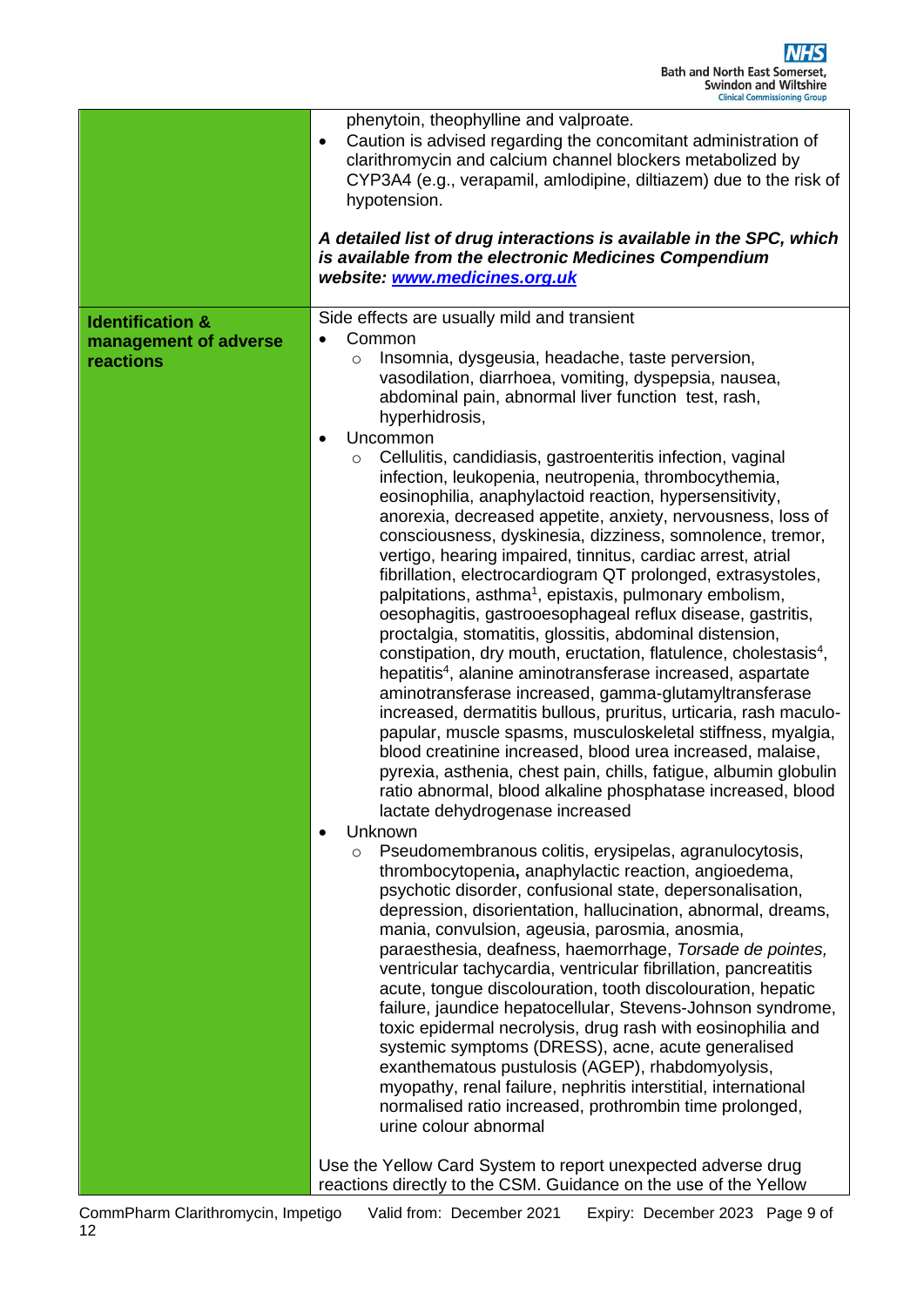| | |
|---|---|
| | phenytoin, theophylline and valproate.<br>• Caution is advised regarding the concomitant administration of clarithromycin and calcium channel blockers metabolized by CYP3A4 (e.g., verapamil, amlodipine, diltiazem) due to the risk of hypotension.<br><br>***A detailed list of drug interactions is available in the SPC, which is available from the electronic Medicines Compendium website: [www.medicines.org.uk](http://www.medicines.org.uk)*** |
| **Identification & management of adverse reactions** | Side effects are usually mild and transient<br>• Common<br>&nbsp;&nbsp;&nbsp;&nbsp;○ Insomnia, dysgeusia, headache, taste perversion, vasodilation, diarrhoea, vomiting, dyspepsia, nausea, abdominal pain, abnormal liver function test, rash, hyperhidrosis,<br>• Uncommon<br>&nbsp;&nbsp;&nbsp;&nbsp;○ Cellulitis, candidiasis, gastroenteritis infection, vaginal infection, leukopenia, neutropenia, thrombocythemia, eosinophilia, anaphylactoid reaction, hypersensitivity, anorexia, decreased appetite, anxiety, nervousness, loss of consciousness, dyskinesia, dizziness, somnolence, tremor, vertigo, hearing impaired, tinnitus, cardiac arrest, atrial fibrillation, electrocardiogram QT prolonged, extrasystoles, palpitations, asthma[1], epistaxis, pulmonary embolism, oesophagitis, gastrooesophageal reflux disease, gastritis, proctalgia, stomatitis, glossitis, abdominal distension, constipation, dry mouth, eructation, flatulence, cholestasis[4], hepatitis[4], alanine aminotransferase increased, aspartate aminotransferase increased, gamma-glutamyltransferase increased, dermatitis bullous, pruritus, urticaria, rash maculo-papular, muscle spasms, musculoskeletal stiffness, myalgia, blood creatinine increased, blood urea increased, malaise, pyrexia, asthenia, chest pain, chills, fatigue, albumin globulin ratio abnormal, blood alkaline phosphatase increased, blood lactate dehydrogenase increased<br>• Unknown<br>&nbsp;&nbsp;&nbsp;&nbsp;○ Pseudomembranous colitis, erysipelas, agranulocytosis, thrombocytopenia**,** anaphylactic reaction, angioedema, psychotic disorder, confusional state, depersonalisation, depression, disorientation, hallucination, abnormal, dreams, mania, convulsion, ageusia, parosmia, anosmia, paraesthesia, deafness, haemorrhage, *Torsade de pointes,* ventricular tachycardia, ventricular fibrillation, pancreatitis acute, tongue discolouration, tooth discolouration, hepatic failure, jaundice hepatocellular, Stevens-Johnson syndrome, toxic epidermal necrolysis, drug rash with eosinophilia and systemic symptoms (DRESS), acne, acute generalised exanthematous pustulosis (AGEP), rhabdomyolysis, myopathy, renal failure, nephritis interstitial, international normalised ratio increased, prothrombin time prolonged, urine colour abnormal<br><br>Use the Yellow Card System to report unexpected adverse drug reactions directly to the CSM. Guidance on the use of the Yellow |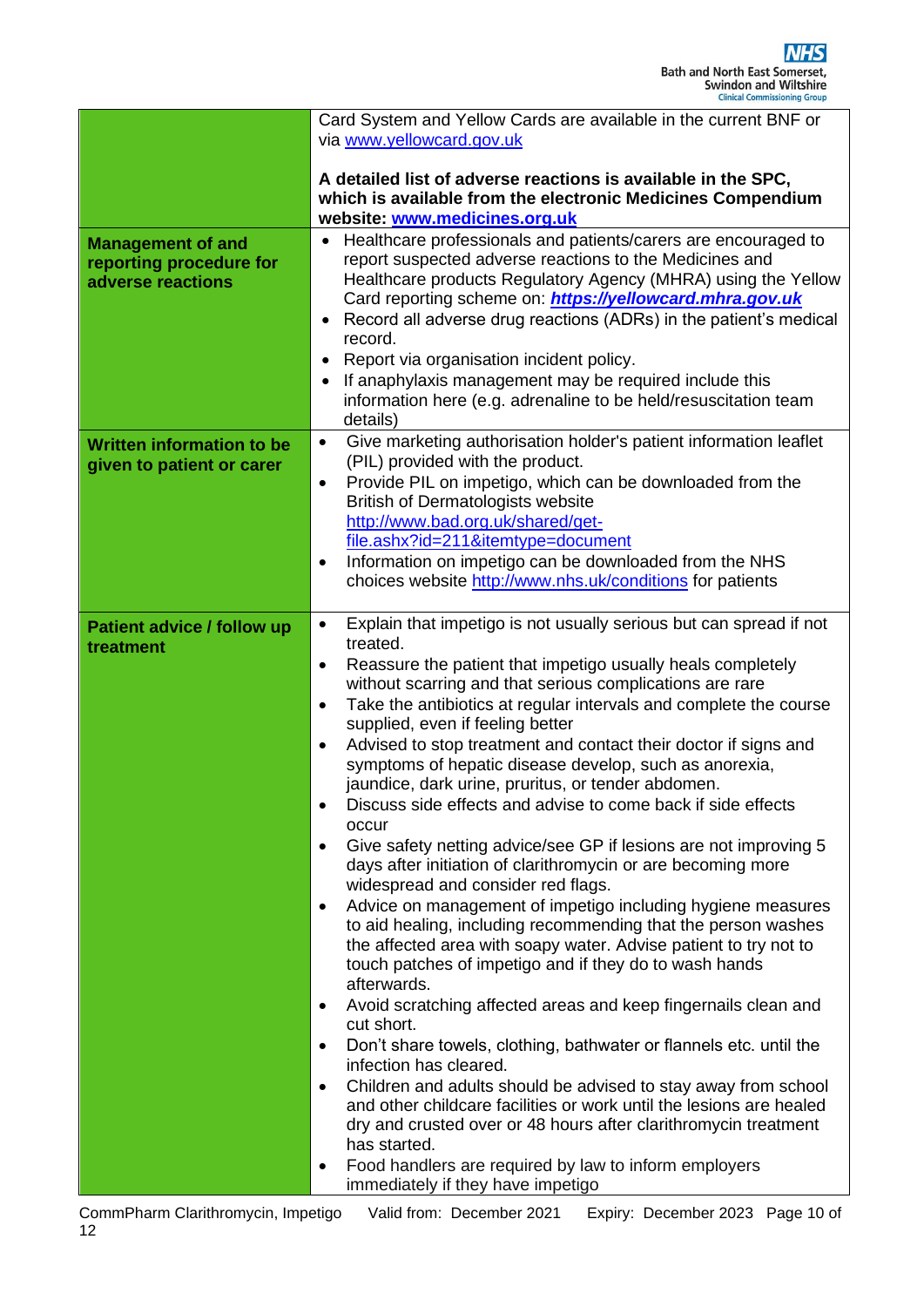| | |
|---|---|
| | Card System and Yellow Cards are available in the current BNF or via www.yellowcard.gov.uk<br><br>**A detailed list of adverse reactions is available in the SPC, which is available from the electronic Medicines Compendium website: www.medicines.org.uk** |
| **Management of and reporting procedure for adverse reactions** | • Healthcare professionals and patients/carers are encouraged to report suspected adverse reactions to the Medicines and Healthcare products Regulatory Agency (MHRA) using the Yellow Card reporting scheme on: ***https://yellowcard.mhra.gov.uk***<br>• Record all adverse drug reactions (ADRs) in the patient's medical record.<br>• Report via organisation incident policy.<br>• If anaphylaxis management may be required include this information here (e.g. adrenaline to be held/resuscitation team details) |
| **Written information to be given to patient or carer** | • Give marketing authorisation holder's patient information leaflet (PIL) provided with the product.<br>• Provide PIL on impetigo, which can be downloaded from the British of Dermatologists website http://www.bad.org.uk/shared/get-file.ashx?id=211&itemtype=document<br>• Information on impetigo can be downloaded from the NHS choices website http://www.nhs.uk/conditions for patients |
| **Patient advice / follow up treatment** | • Explain that impetigo is not usually serious but can spread if not treated.<br>• Reassure the patient that impetigo usually heals completely without scarring and that serious complications are rare<br>• Take the antibiotics at regular intervals and complete the course supplied, even if feeling better<br>• Advised to stop treatment and contact their doctor if signs and symptoms of hepatic disease develop, such as anorexia, jaundice, dark urine, pruritus, or tender abdomen.<br>• Discuss side effects and advise to come back if side effects occur<br>• Give safety netting advice/see GP if lesions are not improving 5 days after initiation of clarithromycin or are becoming more widespread and consider red flags.<br>• Advice on management of impetigo including hygiene measures to aid healing, including recommending that the person washes the affected area with soapy water. Advise patient to try not to touch patches of impetigo and if they do to wash hands afterwards.<br>• Avoid scratching affected areas and keep fingernails clean and cut short.<br>• Don't share towels, clothing, bathwater or flannels etc. until the infection has cleared.<br>• Children and adults should be advised to stay away from school and other childcare facilities or work until the lesions are healed dry and crusted over or 48 hours after clarithromycin treatment has started.<br>• Food handlers are required by law to inform employers immediately if they have impetigo |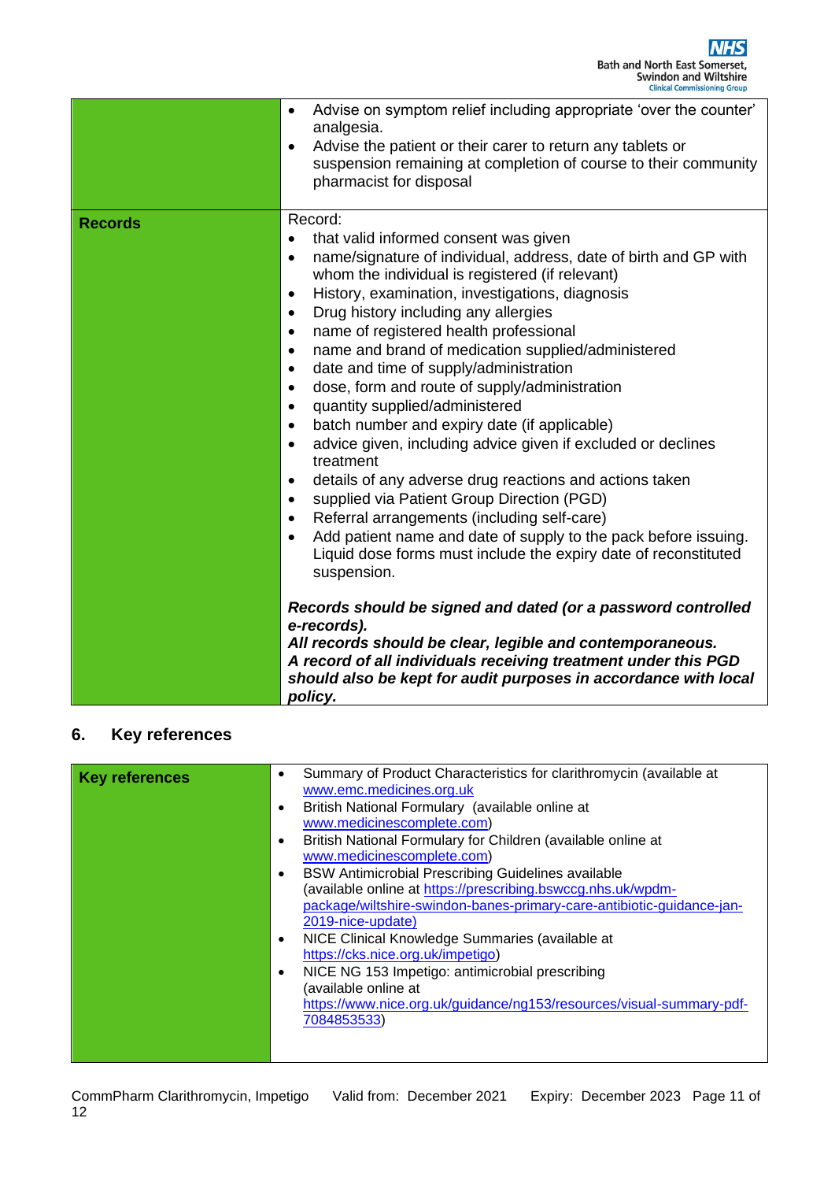| | |
|---|---|
| | • Advise on symptom relief including appropriate 'over the counter' analgesia.<br>• Advise the patient or their carer to return any tablets or suspension remaining at completion of course to their community pharmacist for disposal |
| **Records** | Record:<br>• that valid informed consent was given<br>• name/signature of individual, address, date of birth and GP with whom the individual is registered (if relevant)<br>• History, examination, investigations, diagnosis<br>• Drug history including any allergies<br>• name of registered health professional<br>• name and brand of medication supplied/administered<br>• date and time of supply/administration<br>• dose, form and route of supply/administration<br>• quantity supplied/administered<br>• batch number and expiry date (if applicable)<br>• advice given, including advice given if excluded or declines treatment<br>• details of any adverse drug reactions and actions taken<br>• supplied via Patient Group Direction (PGD)<br>• Referral arrangements (including self-care)<br>• Add patient name and date of supply to the pack before issuing. Liquid dose forms must include the expiry date of reconstituted suspension.<br><br>***Records should be signed and dated (or a password controlled e-records).***<br>***All records should be clear, legible and contemporaneous.***<br>***A record of all individuals receiving treatment under this PGD should also be kept for audit purposes in accordance with local policy.*** |

## 6. Key references

| | |
|---|---|
| **Key references** | • Summary of Product Characteristics for clarithromycin (available at www.emc.medicines.org.uk<br>• British National Formulary (available online at www.medicinescomplete.com)<br>• British National Formulary for Children (available online at www.medicinescomplete.com)<br>• BSW Antimicrobial Prescribing Guidelines available (available online at https://prescribing.bswccg.nhs.uk/wpdm-package/wiltshire-swindon-banes-primary-care-antibiotic-guidance-jan-2019-nice-update)<br>• NICE Clinical Knowledge Summaries (available at https://cks.nice.org.uk/impetigo)<br>• NICE NG 153 Impetigo: antimicrobial prescribing (available online at https://www.nice.org.uk/guidance/ng153/resources/visual-summary-pdf-7084853533) |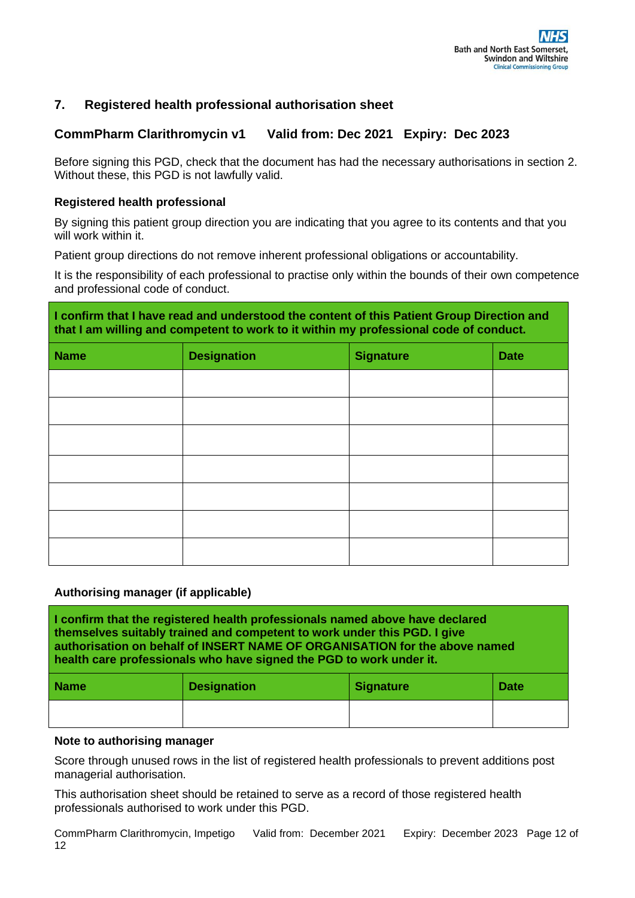## 7. Registered health professional authorisation sheet

### CommPharm Clarithromycin v1 Valid from: Dec 2021 Expiry: Dec 2023

Before signing this PGD, check that the document has had the necessary authorisations in section 2. Without these, this PGD is not lawfully valid.

### Registered health professional

By signing this patient group direction you are indicating that you agree to its contents and that you will work within it.

Patient group directions do not remove inherent professional obligations or accountability.

It is the responsibility of each professional to practise only within the bounds of their own competence and professional code of conduct.

**I confirm that I have read and understood the content of this Patient Group Direction and that I am willing and competent to work to it within my professional code of conduct.**

| Name | Designation | Signature | Date |
|---|---|---|---|
| | | | |
| | | | |
| | | | |
| | | | |
| | | | |
| | | | |
| | | | |

### Authorising manager (if applicable)

**I confirm that the registered health professionals named above have declared themselves suitably trained and competent to work under this PGD. I give authorisation on behalf of INSERT NAME OF ORGANISATION for the above named health care professionals who have signed the PGD to work under it.**

| Name | Designation | Signature | Date |
|---|---|---|---|
| | | | |

### Note to authorising manager

Score through unused rows in the list of registered health professionals to prevent additions post managerial authorisation.

This authorisation sheet should be retained to serve as a record of those registered health professionals authorised to work under this PGD.